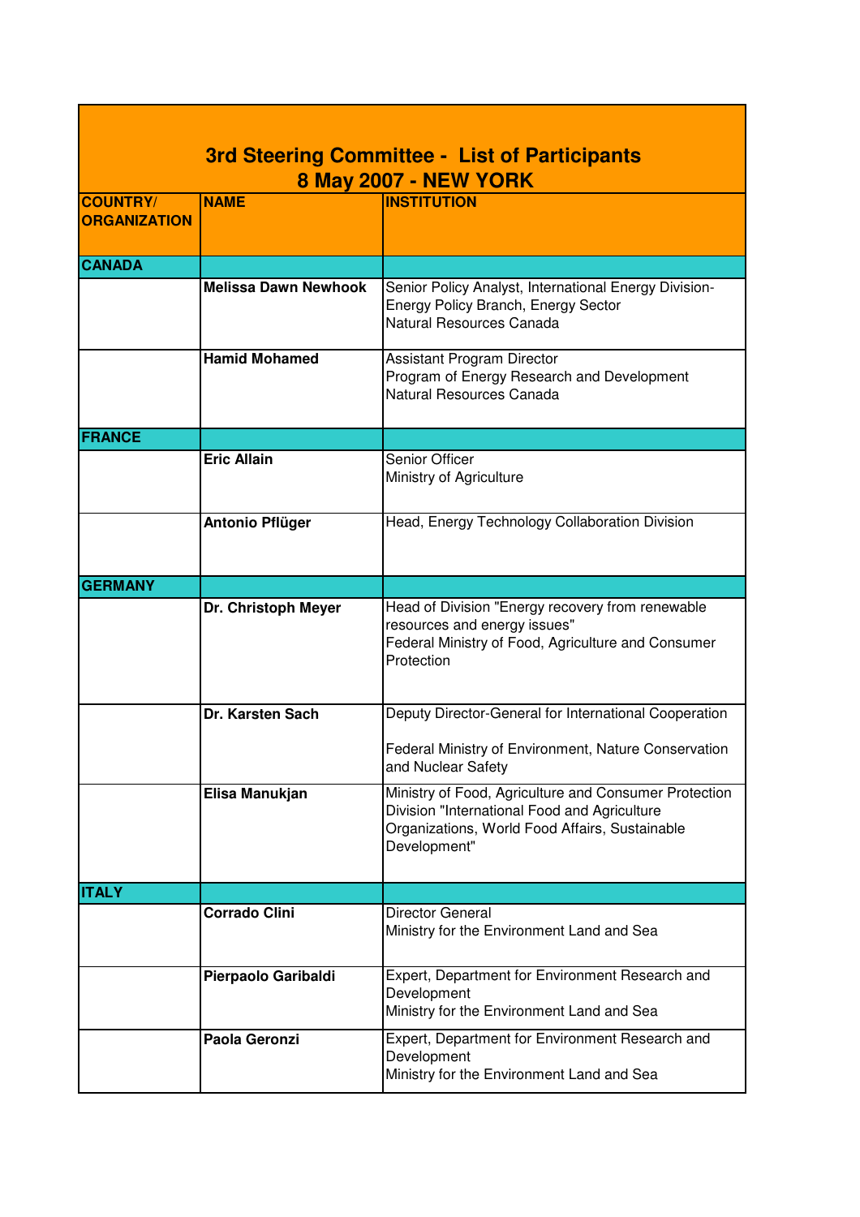# 3rd Steering Committee - List of Participants
## 8 May 2007 - NEW YORK

| COUNTRY/ ORGANIZATION | NAME | INSTITUTION |
|---|---|---|
| **CANADA** | | |
| | **Melissa Dawn Newhook** | Senior Policy Analyst, International Energy Division-Energy Policy Branch, Energy Sector<br>Natural Resources Canada |
| | **Hamid Mohamed** | Assistant Program Director<br>Program of Energy Research and Development<br>Natural Resources Canada |
| **FRANCE** | | |
| | **Eric Allain** | Senior Officer<br>Ministry of Agriculture |
| | **Antonio Pflüger** | Head, Energy Technology Collaboration Division |
| **GERMANY** | | |
| | **Dr. Christoph Meyer** | Head of Division "Energy recovery from renewable resources and energy issues"<br>Federal Ministry of Food, Agriculture and Consumer Protection |
| | **Dr. Karsten Sach** | Deputy Director-General for International Cooperation<br><br>Federal Ministry of Environment, Nature Conservation and Nuclear Safety |
| | **Elisa Manukjan** | Ministry of Food, Agriculture and Consumer Protection Division "International Food and Agriculture Organizations, World Food Affairs, Sustainable Development" |
| **ITALY** | | |
| | **Corrado Clini** | Director General<br>Ministry for the Environment Land and Sea |
| | **Pierpaolo Garibaldi** | Expert, Department for Environment Research and Development<br>Ministry for the Environment Land and Sea |
| | **Paola Geronzi** | Expert, Department for Environment Research and Development<br>Ministry for the Environment Land and Sea |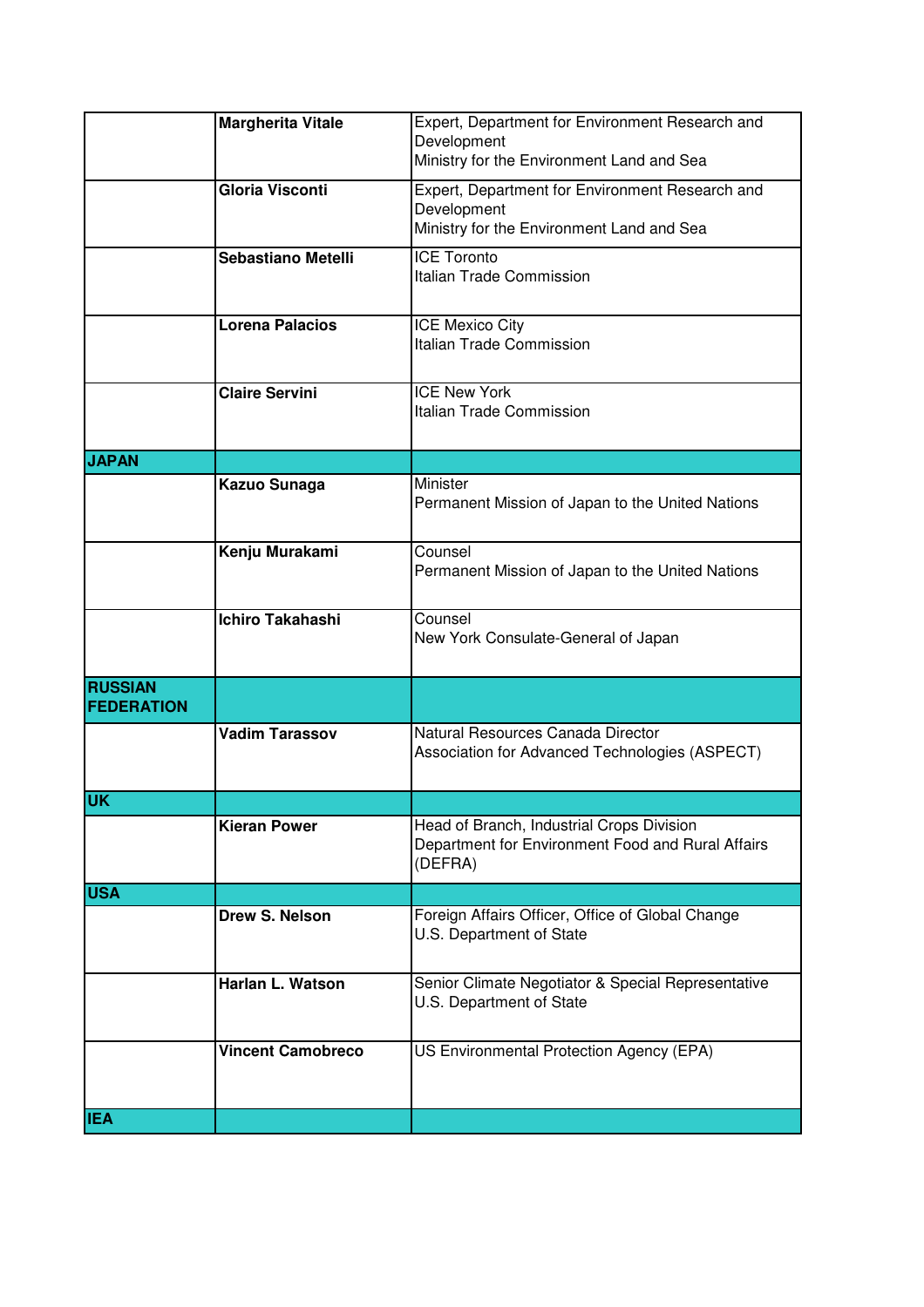| | | |
|---|---|---|
| | **Margherita Vitale** | Expert, Department for Environment Research and Development<br>Ministry for the Environment Land and Sea |
| | **Gloria Visconti** | Expert, Department for Environment Research and Development<br>Ministry for the Environment Land and Sea |
| | **Sebastiano Metelli** | ICE Toronto<br>Italian Trade Commission |
| | **Lorena Palacios** | ICE Mexico City<br>Italian Trade Commission |
| | **Claire Servini** | ICE New York<br>Italian Trade Commission |
| **JAPAN** | | |
| | **Kazuo Sunaga** | Minister<br>Permanent Mission of Japan to the United Nations |
| | **Kenju Murakami** | Counsel<br>Permanent Mission of Japan to the United Nations |
| | **Ichiro Takahashi** | Counsel<br>New York Consulate-General of Japan |
| **RUSSIAN FEDERATION** | | |
| | **Vadim Tarassov** | Natural Resources Canada Director<br>Association for Advanced Technologies (ASPECT) |
| **UK** | | |
| | **Kieran Power** | Head of Branch, Industrial Crops Division<br>Department for Environment Food and Rural Affairs (DEFRA) |
| **USA** | | |
| | **Drew S. Nelson** | Foreign Affairs Officer, Office of Global Change<br>U.S. Department of State |
| | **Harlan L. Watson** | Senior Climate Negotiator & Special Representative<br>U.S. Department of State |
| | **Vincent Camobreco** | US Environmental Protection Agency (EPA) |
| **IEA** | | |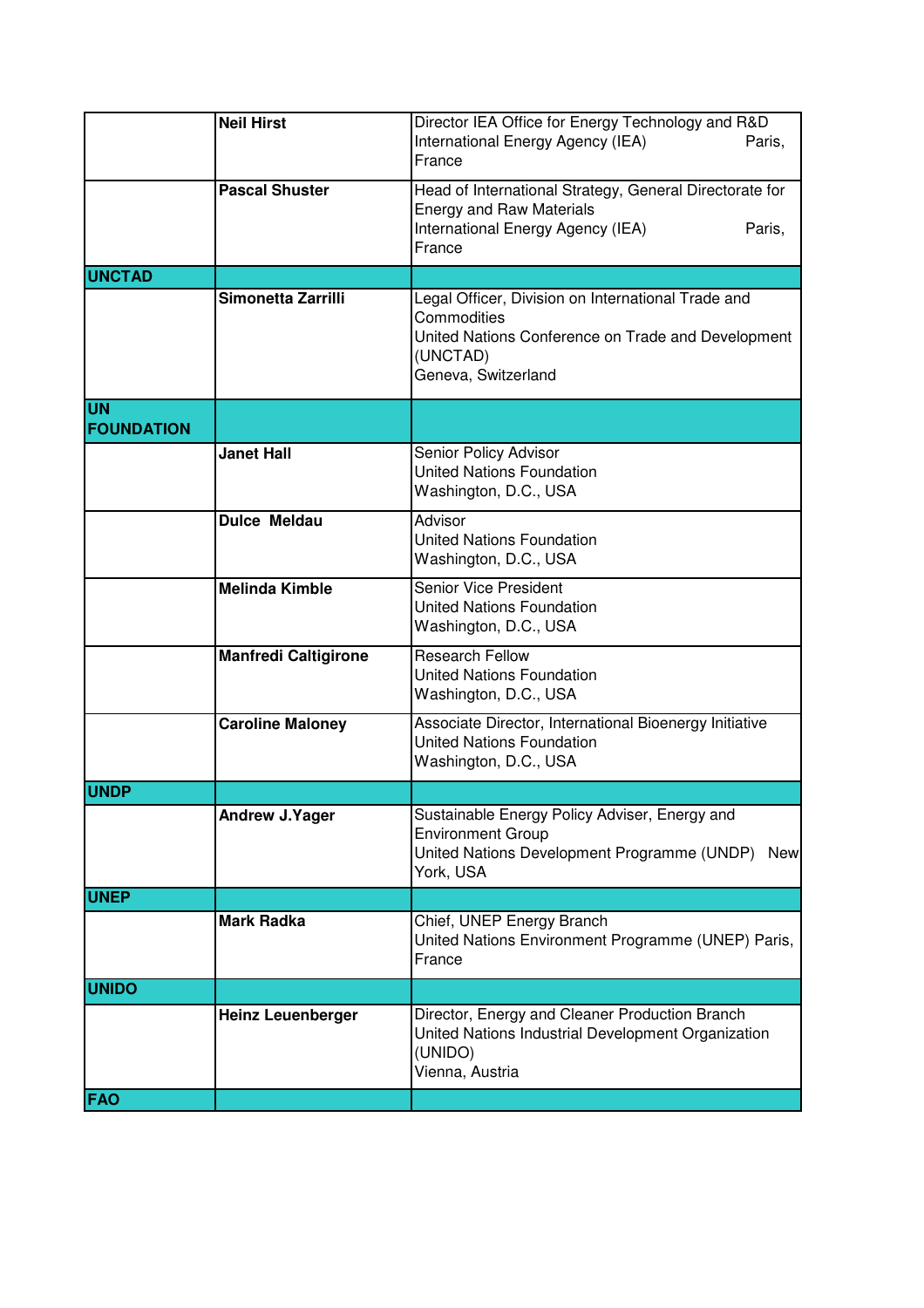| | | |
|---|---|---|
| | **Neil Hirst** | Director IEA Office for Energy Technology and R&D<br>International Energy Agency (IEA) Paris, France |
| | **Pascal Shuster** | Head of International Strategy, General Directorate for Energy and Raw Materials<br>International Energy Agency (IEA) Paris, France |
| **UNCTAD** | | |
| | **Simonetta Zarrilli** | Legal Officer, Division on International Trade and Commodities<br>United Nations Conference on Trade and Development (UNCTAD)<br>Geneva, Switzerland |
| **UN FOUNDATION** | | |
| | **Janet Hall** | Senior Policy Advisor<br>United Nations Foundation<br>Washington, D.C., USA |
| | **Dulce Meldau** | Advisor<br>United Nations Foundation<br>Washington, D.C., USA |
| | **Melinda Kimble** | Senior Vice President<br>United Nations Foundation<br>Washington, D.C., USA |
| | **Manfredi Caltigirone** | Research Fellow<br>United Nations Foundation<br>Washington, D.C., USA |
| | **Caroline Maloney** | Associate Director, International Bioenergy Initiative<br>United Nations Foundation<br>Washington, D.C., USA |
| **UNDP** | | |
| | **Andrew J.Yager** | Sustainable Energy Policy Adviser, Energy and Environment Group<br>United Nations Development Programme (UNDP) New York, USA |
| **UNEP** | | |
| | **Mark Radka** | Chief, UNEP Energy Branch<br>United Nations Environment Programme (UNEP) Paris, France |
| **UNIDO** | | |
| | **Heinz Leuenberger** | Director, Energy and Cleaner Production Branch<br>United Nations Industrial Development Organization (UNIDO)<br>Vienna, Austria |
| **FAO** | | |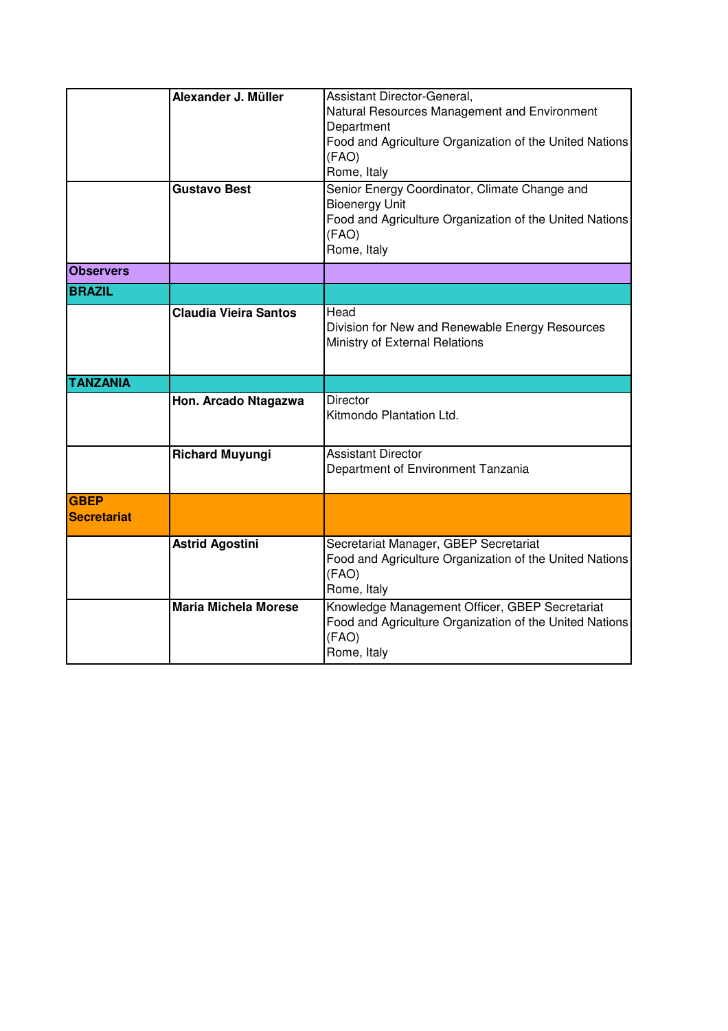| | | |
|---|---|---|
| | **Alexander J. Müller** | Assistant Director-General,<br>Natural Resources Management and Environment Department<br>Food and Agriculture Organization of the United Nations (FAO)<br>Rome, Italy |
| | **Gustavo Best** | Senior Energy Coordinator, Climate Change and Bioenergy Unit<br>Food and Agriculture Organization of the United Nations (FAO)<br>Rome, Italy |
| **Observers** | | |
| **BRAZIL** | | |
| | **Claudia Vieira Santos** | Head<br>Division for New and Renewable Energy Resources<br>Ministry of External Relations |
| **TANZANIA** | | |
| | **Hon. Arcado Ntagazwa** | Director<br>Kitmondo Plantation Ltd. |
| | **Richard Muyungi** | Assistant Director<br>Department of Environment Tanzania |
| **GBEP Secretariat** | | |
| | **Astrid Agostini** | Secretariat Manager, GBEP Secretariat<br>Food and Agriculture Organization of the United Nations (FAO)<br>Rome, Italy |
| | **Maria Michela Morese** | Knowledge Management Officer, GBEP Secretariat<br>Food and Agriculture Organization of the United Nations (FAO)<br>Rome, Italy |